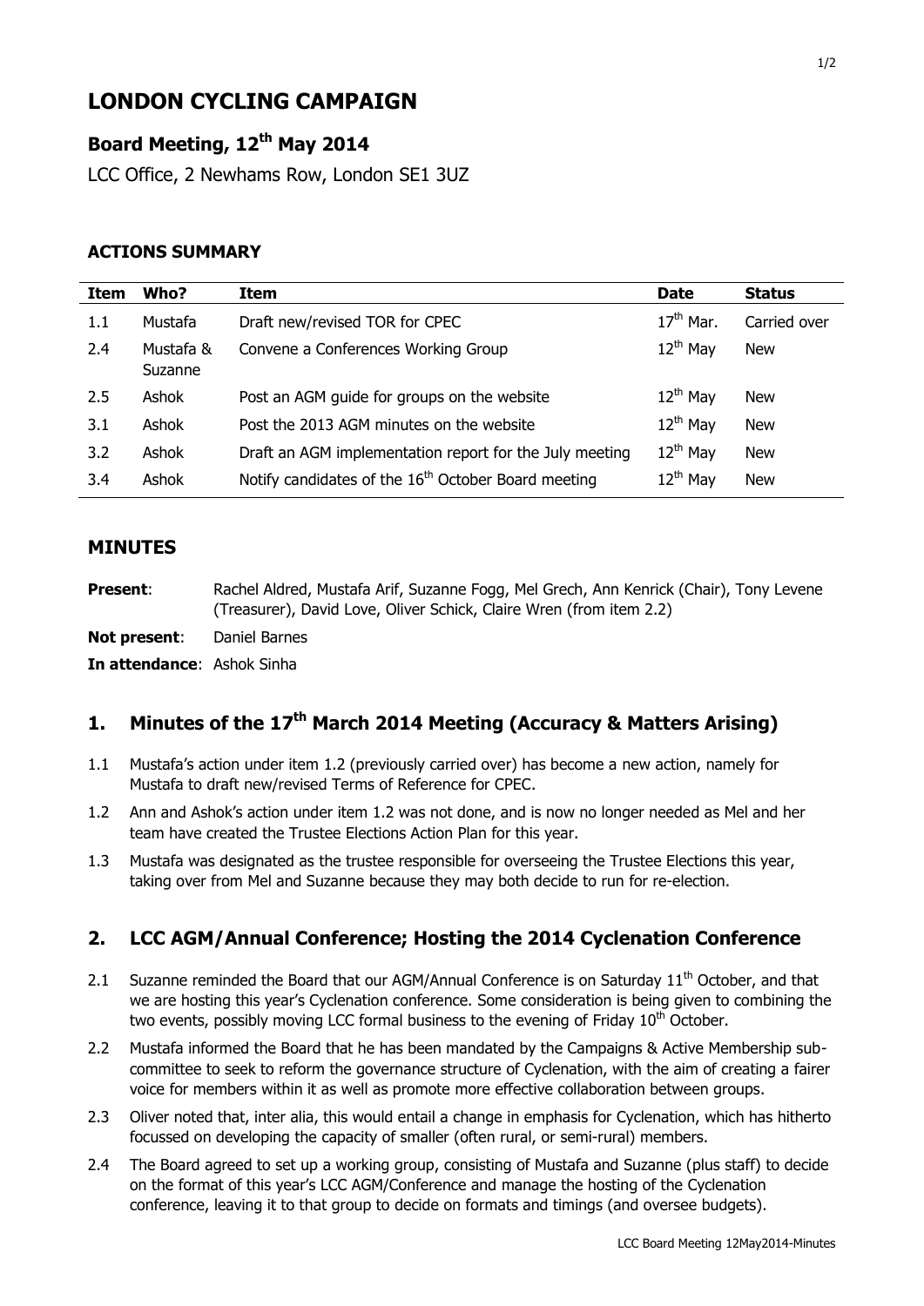# LONDON CYCLING CAMPAIGN

## Board Meeting, 12th May 2014

LCC Office, 2 Newhams Row, London SE1 3UZ

### ACTIONS SUMMARY

| Item | Who? | Item | Date | Status |
|---|---|---|---|---|
| 1.1 | Mustafa | Draft new/revised TOR for CPEC | 17th Mar. | Carried over |
| 2.4 | Mustafa & Suzanne | Convene a Conferences Working Group | 12th May | New |
| 2.5 | Ashok | Post an AGM guide for groups on the website | 12th May | New |
| 3.1 | Ashok | Post the 2013 AGM minutes on the website | 12th May | New |
| 3.2 | Ashok | Draft an AGM implementation report for the July meeting | 12th May | New |
| 3.4 | Ashok | Notify candidates of the 16th October Board meeting | 12th May | New |

## MINUTES

**Present**: Rachel Aldred, Mustafa Arif, Suzanne Fogg, Mel Grech, Ann Kenrick (Chair), Tony Levene (Treasurer), David Love, Oliver Schick, Claire Wren (from item 2.2)

**Not present**: Daniel Barnes

**In attendance**: Ashok Sinha

## 1. Minutes of the 17th March 2014 Meeting (Accuracy & Matters Arising)

1.1 Mustafa's action under item 1.2 (previously carried over) has become a new action, namely for Mustafa to draft new/revised Terms of Reference for CPEC.

1.2 Ann and Ashok's action under item 1.2 was not done, and is now no longer needed as Mel and her team have created the Trustee Elections Action Plan for this year.

1.3 Mustafa was designated as the trustee responsible for overseeing the Trustee Elections this year, taking over from Mel and Suzanne because they may both decide to run for re-election.

## 2. LCC AGM/Annual Conference; Hosting the 2014 Cyclenation Conference

2.1 Suzanne reminded the Board that our AGM/Annual Conference is on Saturday 11th October, and that we are hosting this year's Cyclenation conference. Some consideration is being given to combining the two events, possibly moving LCC formal business to the evening of Friday 10th October.

2.2 Mustafa informed the Board that he has been mandated by the Campaigns & Active Membership sub-committee to seek to reform the governance structure of Cyclenation, with the aim of creating a fairer voice for members within it as well as promote more effective collaboration between groups.

2.3 Oliver noted that, inter alia, this would entail a change in emphasis for Cyclenation, which has hitherto focussed on developing the capacity of smaller (often rural, or semi-rural) members.

2.4 The Board agreed to set up a working group, consisting of Mustafa and Suzanne (plus staff) to decide on the format of this year's LCC AGM/Conference and manage the hosting of the Cyclenation conference, leaving it to that group to decide on formats and timings (and oversee budgets).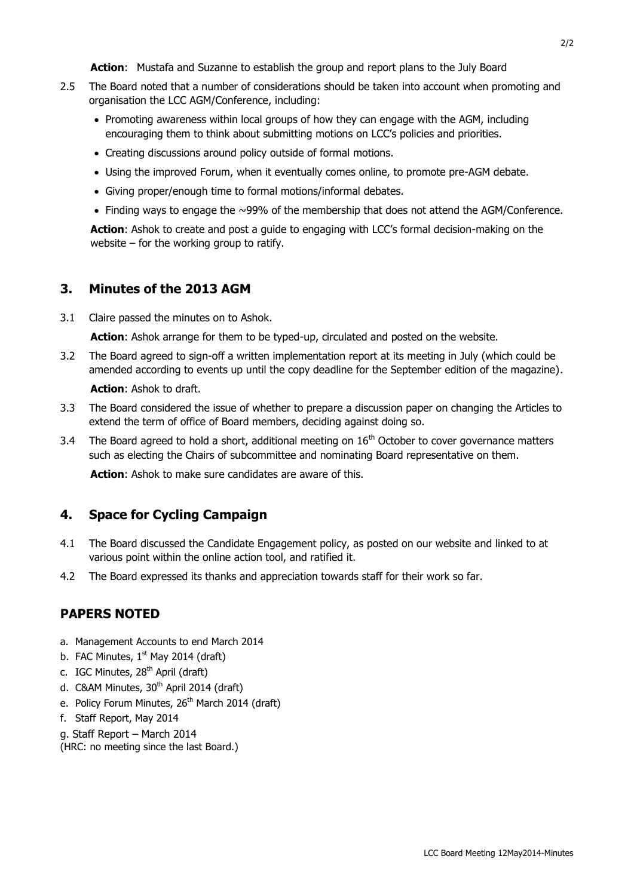**Action**: Mustafa and Suzanne to establish the group and report plans to the July Board

2.5 The Board noted that a number of considerations should be taken into account when promoting and organisation the LCC AGM/Conference, including:

- Promoting awareness within local groups of how they can engage with the AGM, including encouraging them to think about submitting motions on LCC's policies and priorities.
- Creating discussions around policy outside of formal motions.
- Using the improved Forum, when it eventually comes online, to promote pre-AGM debate.
- Giving proper/enough time to formal motions/informal debates.
- Finding ways to engage the ~99% of the membership that does not attend the AGM/Conference.

**Action**: Ashok to create and post a guide to engaging with LCC's formal decision-making on the website – for the working group to ratify.

## 3. Minutes of the 2013 AGM

3.1 Claire passed the minutes on to Ashok.

**Action**: Ashok arrange for them to be typed-up, circulated and posted on the website.

3.2 The Board agreed to sign-off a written implementation report at its meeting in July (which could be amended according to events up until the copy deadline for the September edition of the magazine).

**Action**: Ashok to draft.

3.3 The Board considered the issue of whether to prepare a discussion paper on changing the Articles to extend the term of office of Board members, deciding against doing so.

3.4 The Board agreed to hold a short, additional meeting on 16th October to cover governance matters such as electing the Chairs of subcommittee and nominating Board representative on them.

**Action**: Ashok to make sure candidates are aware of this.

## 4. Space for Cycling Campaign

4.1 The Board discussed the Candidate Engagement policy, as posted on our website and linked to at various point within the online action tool, and ratified it.

4.2 The Board expressed its thanks and appreciation towards staff for their work so far.

## PAPERS NOTED

a. Management Accounts to end March 2014
b. FAC Minutes, 1st May 2014 (draft)
c. IGC Minutes, 28th April (draft)
d. C&AM Minutes, 30th April 2014 (draft)
e. Policy Forum Minutes, 26th March 2014 (draft)
f. Staff Report, May 2014
g. Staff Report – March 2014

(HRC: no meeting since the last Board.)